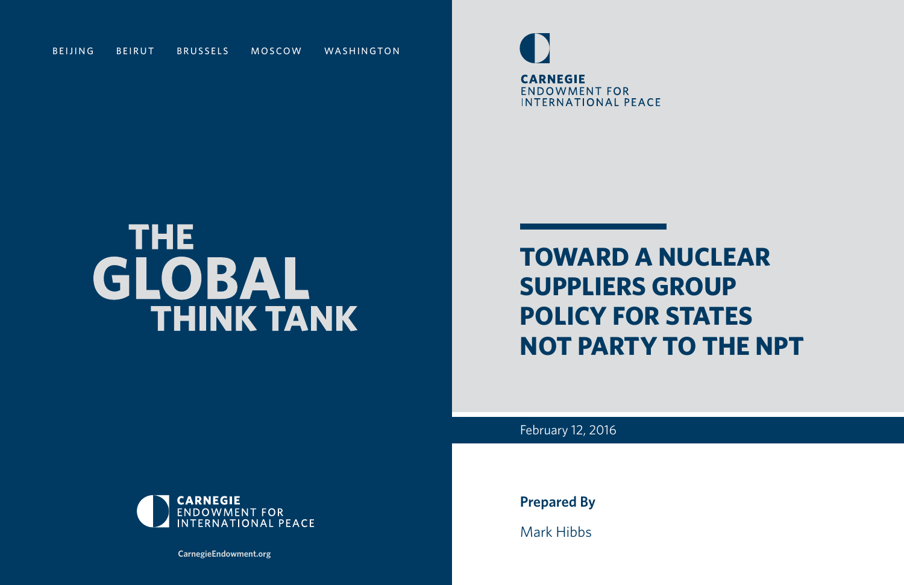BEIJING BEIRUT BRUSSELS MOSCOW WASHINGTON

# THE GLOBAL THINK TANK

CARNEGIE ENDOWMENT FOR INTERNATIONAL PEACE

CarnegieEndowment.org

CARNEGIE ENDOWMENT FOR INTERNATIONAL PEACE

# TOWARD A NUCLEAR SUPPLIERS GROUP POLICY FOR STATES NOT PARTY TO THE NPT

February 12, 2016

**Prepared By**

Mark Hibbs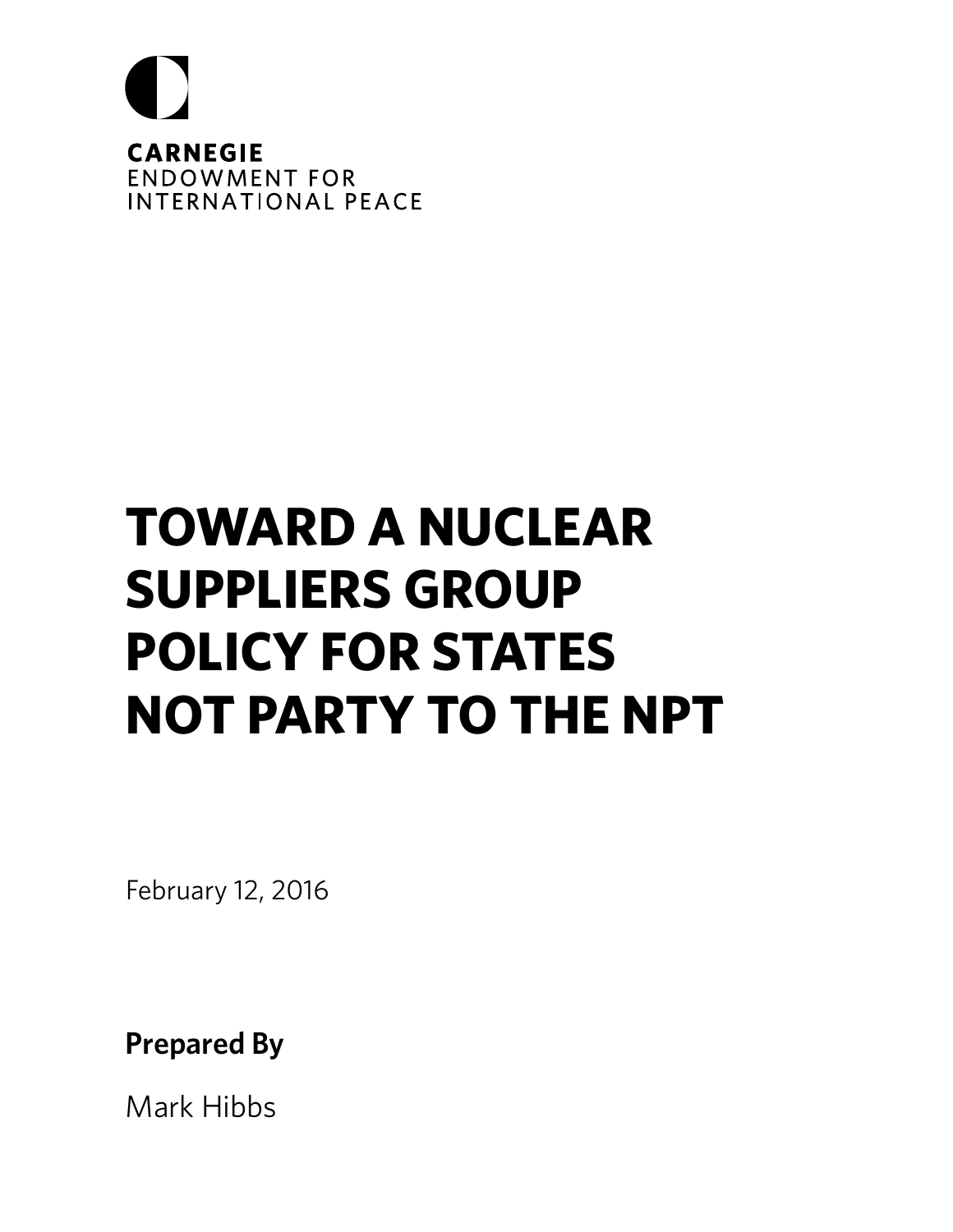**CARNEGIE**
ENDOWMENT FOR
INTERNATIONAL PEACE

# TOWARD A NUCLEAR SUPPLIERS GROUP POLICY FOR STATES NOT PARTY TO THE NPT

February 12, 2016

**Prepared By**

Mark Hibbs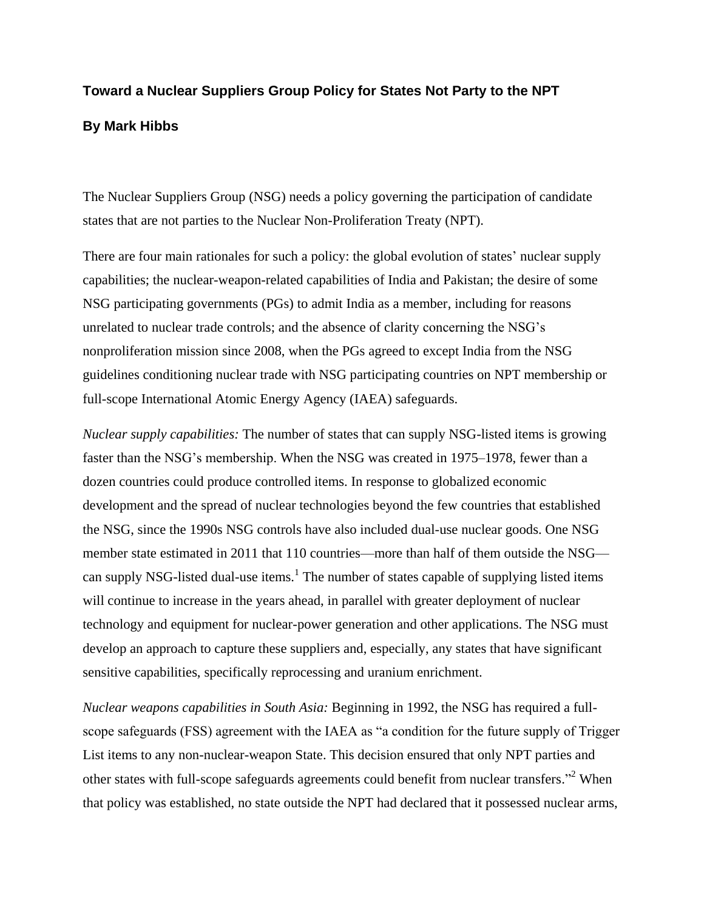**Toward a Nuclear Suppliers Group Policy for States Not Party to the NPT**

**By Mark Hibbs**

The Nuclear Suppliers Group (NSG) needs a policy governing the participation of candidate states that are not parties to the Nuclear Non-Proliferation Treaty (NPT).

There are four main rationales for such a policy: the global evolution of states' nuclear supply capabilities; the nuclear-weapon-related capabilities of India and Pakistan; the desire of some NSG participating governments (PGs) to admit India as a member, including for reasons unrelated to nuclear trade controls; and the absence of clarity concerning the NSG's nonproliferation mission since 2008, when the PGs agreed to except India from the NSG guidelines conditioning nuclear trade with NSG participating countries on NPT membership or full-scope International Atomic Energy Agency (IAEA) safeguards.

*Nuclear supply capabilities:* The number of states that can supply NSG-listed items is growing faster than the NSG's membership. When the NSG was created in 1975–1978, fewer than a dozen countries could produce controlled items. In response to globalized economic development and the spread of nuclear technologies beyond the few countries that established the NSG, since the 1990s NSG controls have also included dual-use nuclear goods. One NSG member state estimated in 2011 that 110 countries—more than half of them outside the NSG—can supply NSG-listed dual-use items.[1] The number of states capable of supplying listed items will continue to increase in the years ahead, in parallel with greater deployment of nuclear technology and equipment for nuclear-power generation and other applications. The NSG must develop an approach to capture these suppliers and, especially, any states that have significant sensitive capabilities, specifically reprocessing and uranium enrichment.

*Nuclear weapons capabilities in South Asia:* Beginning in 1992, the NSG has required a full-scope safeguards (FSS) agreement with the IAEA as "a condition for the future supply of Trigger List items to any non-nuclear-weapon State. This decision ensured that only NPT parties and other states with full-scope safeguards agreements could benefit from nuclear transfers."[2] When that policy was established, no state outside the NPT had declared that it possessed nuclear arms,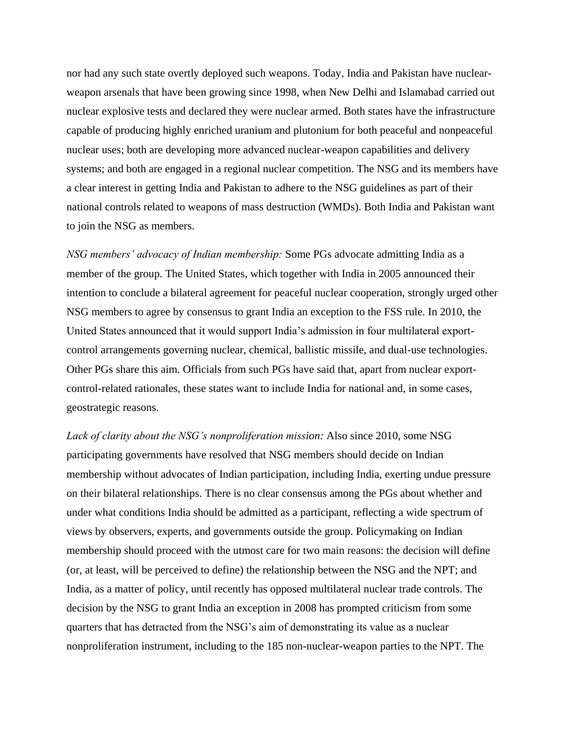nor had any such state overtly deployed such weapons. Today, India and Pakistan have nuclear-weapon arsenals that have been growing since 1998, when New Delhi and Islamabad carried out nuclear explosive tests and declared they were nuclear armed. Both states have the infrastructure capable of producing highly enriched uranium and plutonium for both peaceful and nonpeaceful nuclear uses; both are developing more advanced nuclear-weapon capabilities and delivery systems; and both are engaged in a regional nuclear competition. The NSG and its members have a clear interest in getting India and Pakistan to adhere to the NSG guidelines as part of their national controls related to weapons of mass destruction (WMDs). Both India and Pakistan want to join the NSG as members.

*NSG members' advocacy of Indian membership:* Some PGs advocate admitting India as a member of the group. The United States, which together with India in 2005 announced their intention to conclude a bilateral agreement for peaceful nuclear cooperation, strongly urged other NSG members to agree by consensus to grant India an exception to the FSS rule. In 2010, the United States announced that it would support India's admission in four multilateral export-control arrangements governing nuclear, chemical, ballistic missile, and dual-use technologies. Other PGs share this aim. Officials from such PGs have said that, apart from nuclear export-control-related rationales, these states want to include India for national and, in some cases, geostrategic reasons.

*Lack of clarity about the NSG's nonproliferation mission:* Also since 2010, some NSG participating governments have resolved that NSG members should decide on Indian membership without advocates of Indian participation, including India, exerting undue pressure on their bilateral relationships. There is no clear consensus among the PGs about whether and under what conditions India should be admitted as a participant, reflecting a wide spectrum of views by observers, experts, and governments outside the group. Policymaking on Indian membership should proceed with the utmost care for two main reasons: the decision will define (or, at least, will be perceived to define) the relationship between the NSG and the NPT; and India, as a matter of policy, until recently has opposed multilateral nuclear trade controls. The decision by the NSG to grant India an exception in 2008 has prompted criticism from some quarters that has detracted from the NSG's aim of demonstrating its value as a nuclear nonproliferation instrument, including to the 185 non-nuclear-weapon parties to the NPT. The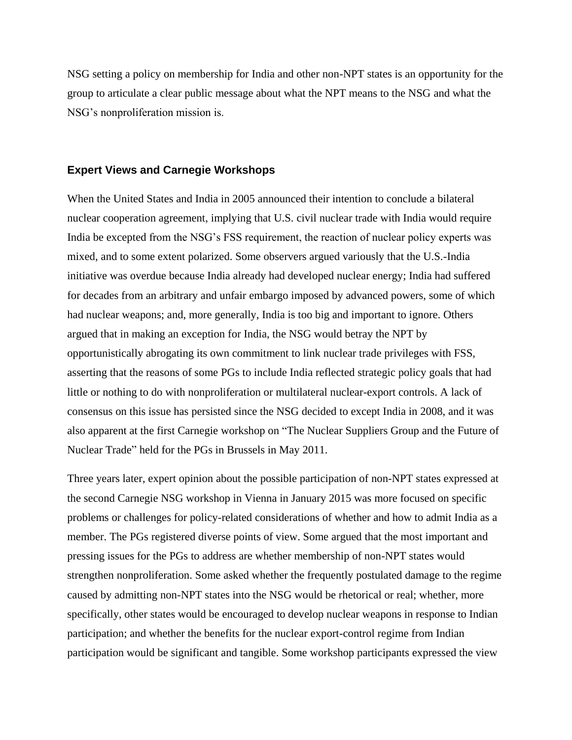NSG setting a policy on membership for India and other non-NPT states is an opportunity for the group to articulate a clear public message about what the NPT means to the NSG and what the NSG's nonproliferation mission is.

## Expert Views and Carnegie Workshops

When the United States and India in 2005 announced their intention to conclude a bilateral nuclear cooperation agreement, implying that U.S. civil nuclear trade with India would require India be excepted from the NSG's FSS requirement, the reaction of nuclear policy experts was mixed, and to some extent polarized. Some observers argued variously that the U.S.-India initiative was overdue because India already had developed nuclear energy; India had suffered for decades from an arbitrary and unfair embargo imposed by advanced powers, some of which had nuclear weapons; and, more generally, India is too big and important to ignore. Others argued that in making an exception for India, the NSG would betray the NPT by opportunistically abrogating its own commitment to link nuclear trade privileges with FSS, asserting that the reasons of some PGs to include India reflected strategic policy goals that had little or nothing to do with nonproliferation or multilateral nuclear-export controls. A lack of consensus on this issue has persisted since the NSG decided to except India in 2008, and it was also apparent at the first Carnegie workshop on "The Nuclear Suppliers Group and the Future of Nuclear Trade" held for the PGs in Brussels in May 2011.

Three years later, expert opinion about the possible participation of non-NPT states expressed at the second Carnegie NSG workshop in Vienna in January 2015 was more focused on specific problems or challenges for policy-related considerations of whether and how to admit India as a member. The PGs registered diverse points of view. Some argued that the most important and pressing issues for the PGs to address are whether membership of non-NPT states would strengthen nonproliferation. Some asked whether the frequently postulated damage to the regime caused by admitting non-NPT states into the NSG would be rhetorical or real; whether, more specifically, other states would be encouraged to develop nuclear weapons in response to Indian participation; and whether the benefits for the nuclear export-control regime from Indian participation would be significant and tangible. Some workshop participants expressed the view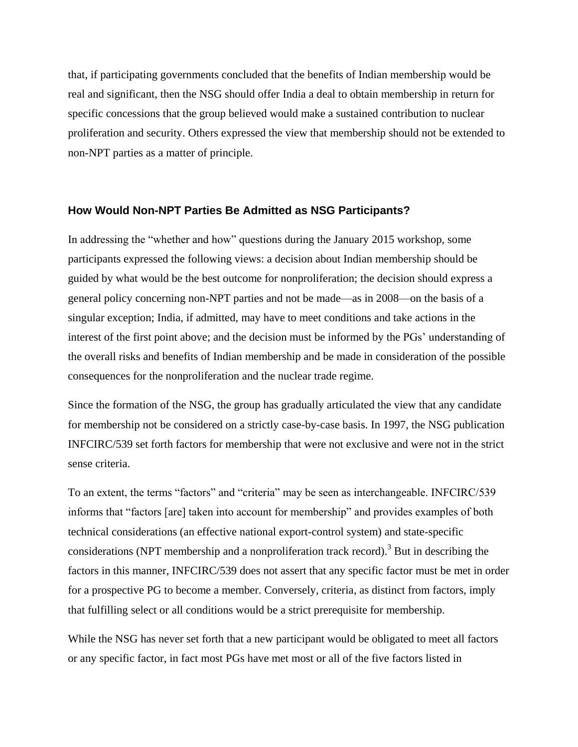that, if participating governments concluded that the benefits of Indian membership would be real and significant, then the NSG should offer India a deal to obtain membership in return for specific concessions that the group believed would make a sustained contribution to nuclear proliferation and security. Others expressed the view that membership should not be extended to non-NPT parties as a matter of principle.

### How Would Non-NPT Parties Be Admitted as NSG Participants?

In addressing the "whether and how" questions during the January 2015 workshop, some participants expressed the following views: a decision about Indian membership should be guided by what would be the best outcome for nonproliferation; the decision should express a general policy concerning non-NPT parties and not be made—as in 2008—on the basis of a singular exception; India, if admitted, may have to meet conditions and take actions in the interest of the first point above; and the decision must be informed by the PGs' understanding of the overall risks and benefits of Indian membership and be made in consideration of the possible consequences for the nonproliferation and the nuclear trade regime.

Since the formation of the NSG, the group has gradually articulated the view that any candidate for membership not be considered on a strictly case-by-case basis. In 1997, the NSG publication INFCIRC/539 set forth factors for membership that were not exclusive and were not in the strict sense criteria.

To an extent, the terms "factors" and "criteria" may be seen as interchangeable. INFCIRC/539 informs that "factors [are] taken into account for membership" and provides examples of both technical considerations (an effective national export-control system) and state-specific considerations (NPT membership and a nonproliferation track record).[3] But in describing the factors in this manner, INFCIRC/539 does not assert that any specific factor must be met in order for a prospective PG to become a member. Conversely, criteria, as distinct from factors, imply that fulfilling select or all conditions would be a strict prerequisite for membership.

While the NSG has never set forth that a new participant would be obligated to meet all factors or any specific factor, in fact most PGs have met most or all of the five factors listed in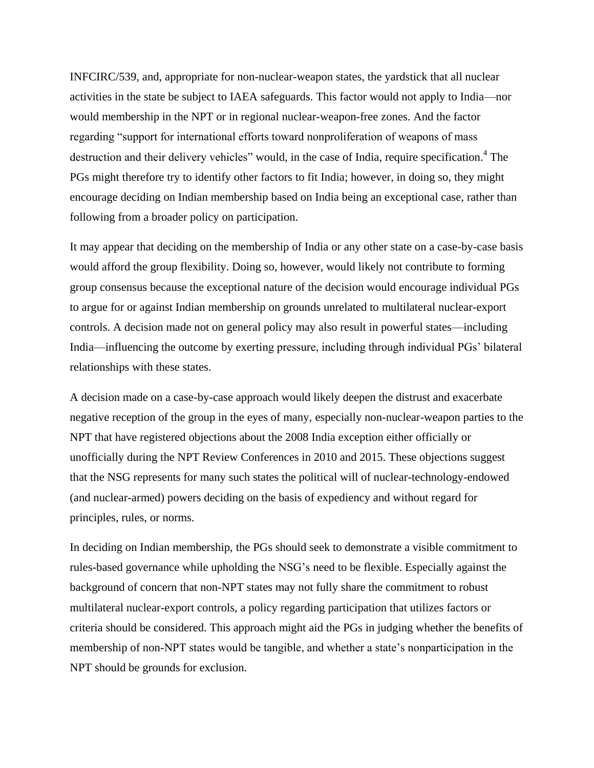INFCIRC/539, and, appropriate for non-nuclear-weapon states, the yardstick that all nuclear activities in the state be subject to IAEA safeguards. This factor would not apply to India—nor would membership in the NPT or in regional nuclear-weapon-free zones. And the factor regarding "support for international efforts toward nonproliferation of weapons of mass destruction and their delivery vehicles" would, in the case of India, require specification.[4] The PGs might therefore try to identify other factors to fit India; however, in doing so, they might encourage deciding on Indian membership based on India being an exceptional case, rather than following from a broader policy on participation.

It may appear that deciding on the membership of India or any other state on a case-by-case basis would afford the group flexibility. Doing so, however, would likely not contribute to forming group consensus because the exceptional nature of the decision would encourage individual PGs to argue for or against Indian membership on grounds unrelated to multilateral nuclear-export controls. A decision made not on general policy may also result in powerful states—including India—influencing the outcome by exerting pressure, including through individual PGs' bilateral relationships with these states.

A decision made on a case-by-case approach would likely deepen the distrust and exacerbate negative reception of the group in the eyes of many, especially non-nuclear-weapon parties to the NPT that have registered objections about the 2008 India exception either officially or unofficially during the NPT Review Conferences in 2010 and 2015. These objections suggest that the NSG represents for many such states the political will of nuclear-technology-endowed (and nuclear-armed) powers deciding on the basis of expediency and without regard for principles, rules, or norms.

In deciding on Indian membership, the PGs should seek to demonstrate a visible commitment to rules-based governance while upholding the NSG's need to be flexible. Especially against the background of concern that non-NPT states may not fully share the commitment to robust multilateral nuclear-export controls, a policy regarding participation that utilizes factors or criteria should be considered. This approach might aid the PGs in judging whether the benefits of membership of non-NPT states would be tangible, and whether a state's nonparticipation in the NPT should be grounds for exclusion.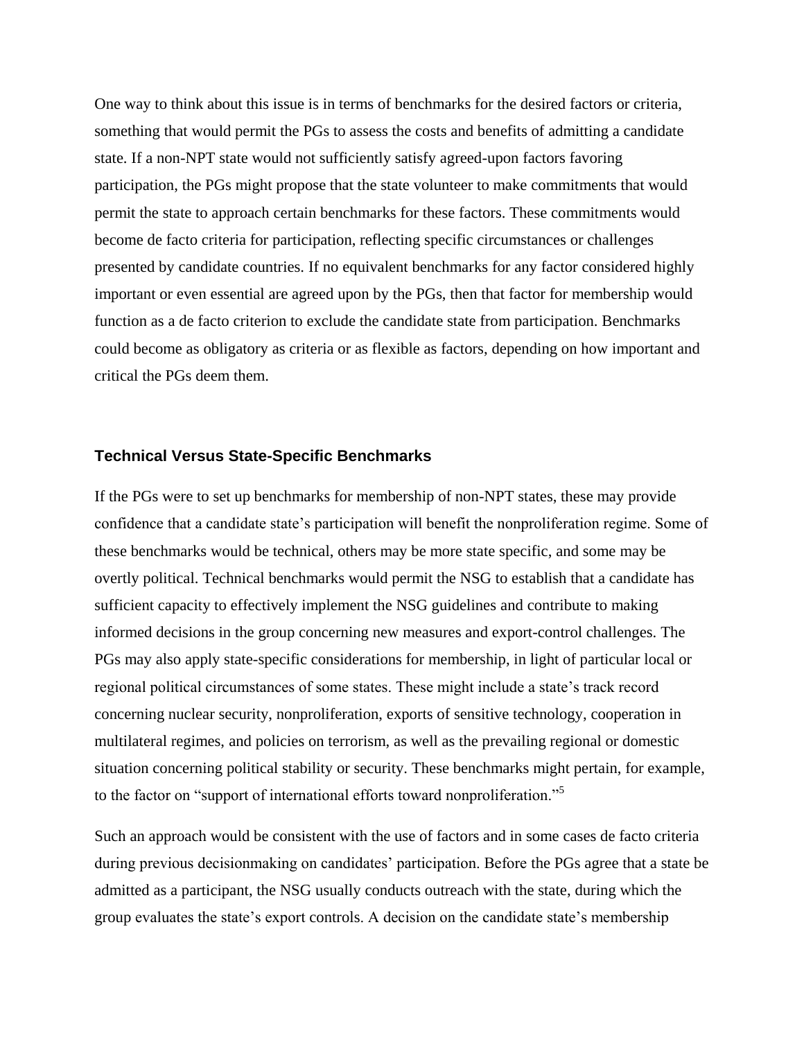One way to think about this issue is in terms of benchmarks for the desired factors or criteria, something that would permit the PGs to assess the costs and benefits of admitting a candidate state. If a non-NPT state would not sufficiently satisfy agreed-upon factors favoring participation, the PGs might propose that the state volunteer to make commitments that would permit the state to approach certain benchmarks for these factors. These commitments would become de facto criteria for participation, reflecting specific circumstances or challenges presented by candidate countries. If no equivalent benchmarks for any factor considered highly important or even essential are agreed upon by the PGs, then that factor for membership would function as a de facto criterion to exclude the candidate state from participation. Benchmarks could become as obligatory as criteria or as flexible as factors, depending on how important and critical the PGs deem them.

### Technical Versus State-Specific Benchmarks

If the PGs were to set up benchmarks for membership of non-NPT states, these may provide confidence that a candidate state's participation will benefit the nonproliferation regime. Some of these benchmarks would be technical, others may be more state specific, and some may be overtly political. Technical benchmarks would permit the NSG to establish that a candidate has sufficient capacity to effectively implement the NSG guidelines and contribute to making informed decisions in the group concerning new measures and export-control challenges. The PGs may also apply state-specific considerations for membership, in light of particular local or regional political circumstances of some states. These might include a state's track record concerning nuclear security, nonproliferation, exports of sensitive technology, cooperation in multilateral regimes, and policies on terrorism, as well as the prevailing regional or domestic situation concerning political stability or security. These benchmarks might pertain, for example, to the factor on "support of international efforts toward nonproliferation."[5]

Such an approach would be consistent with the use of factors and in some cases de facto criteria during previous decisionmaking on candidates' participation. Before the PGs agree that a state be admitted as a participant, the NSG usually conducts outreach with the state, during which the group evaluates the state's export controls. A decision on the candidate state's membership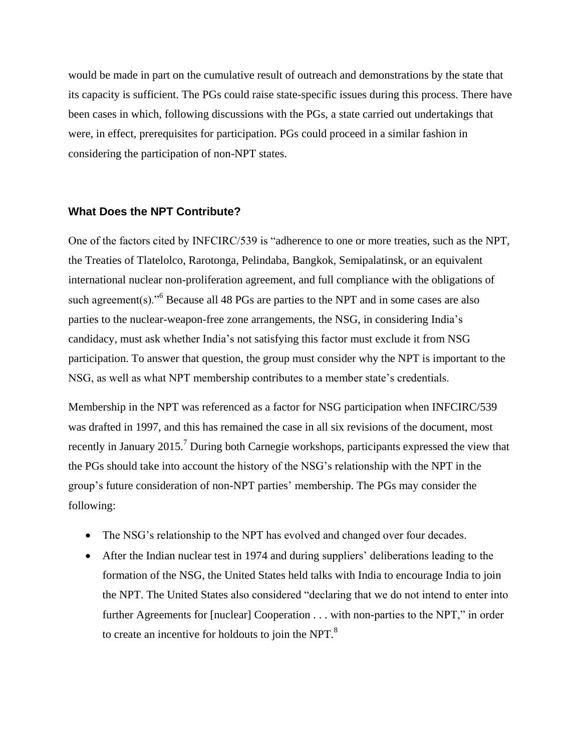would be made in part on the cumulative result of outreach and demonstrations by the state that its capacity is sufficient. The PGs could raise state-specific issues during this process. There have been cases in which, following discussions with the PGs, a state carried out undertakings that were, in effect, prerequisites for participation. PGs could proceed in a similar fashion in considering the participation of non-NPT states.

### What Does the NPT Contribute?

One of the factors cited by INFCIRC/539 is "adherence to one or more treaties, such as the NPT, the Treaties of Tlatelolco, Rarotonga, Pelindaba, Bangkok, Semipalatinsk, or an equivalent international nuclear non-proliferation agreement, and full compliance with the obligations of such agreement(s)."[6] Because all 48 PGs are parties to the NPT and in some cases are also parties to the nuclear-weapon-free zone arrangements, the NSG, in considering India's candidacy, must ask whether India's not satisfying this factor must exclude it from NSG participation. To answer that question, the group must consider why the NPT is important to the NSG, as well as what NPT membership contributes to a member state's credentials.

Membership in the NPT was referenced as a factor for NSG participation when INFCIRC/539 was drafted in 1997, and this has remained the case in all six revisions of the document, most recently in January 2015.[7] During both Carnegie workshops, participants expressed the view that the PGs should take into account the history of the NSG's relationship with the NPT in the group's future consideration of non-NPT parties' membership. The PGs may consider the following:

- The NSG's relationship to the NPT has evolved and changed over four decades.
- After the Indian nuclear test in 1974 and during suppliers' deliberations leading to the formation of the NSG, the United States held talks with India to encourage India to join the NPT. The United States also considered "declaring that we do not intend to enter into further Agreements for [nuclear] Cooperation . . . with non-parties to the NPT," in order to create an incentive for holdouts to join the NPT.[8]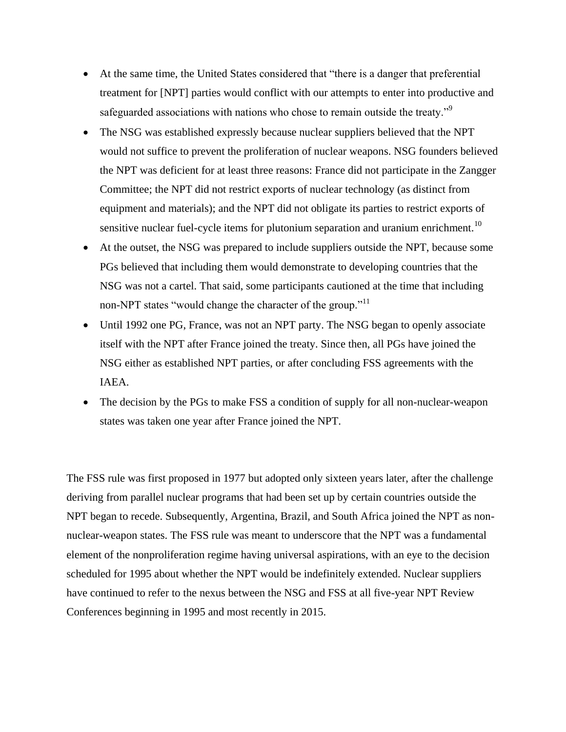- At the same time, the United States considered that "there is a danger that preferential treatment for [NPT] parties would conflict with our attempts to enter into productive and safeguarded associations with nations who chose to remain outside the treaty."[9]
- The NSG was established expressly because nuclear suppliers believed that the NPT would not suffice to prevent the proliferation of nuclear weapons. NSG founders believed the NPT was deficient for at least three reasons: France did not participate in the Zangger Committee; the NPT did not restrict exports of nuclear technology (as distinct from equipment and materials); and the NPT did not obligate its parties to restrict exports of sensitive nuclear fuel-cycle items for plutonium separation and uranium enrichment.[10]
- At the outset, the NSG was prepared to include suppliers outside the NPT, because some PGs believed that including them would demonstrate to developing countries that the NSG was not a cartel. That said, some participants cautioned at the time that including non-NPT states "would change the character of the group."[11]
- Until 1992 one PG, France, was not an NPT party. The NSG began to openly associate itself with the NPT after France joined the treaty. Since then, all PGs have joined the NSG either as established NPT parties, or after concluding FSS agreements with the IAEA.
- The decision by the PGs to make FSS a condition of supply for all non-nuclear-weapon states was taken one year after France joined the NPT.

The FSS rule was first proposed in 1977 but adopted only sixteen years later, after the challenge deriving from parallel nuclear programs that had been set up by certain countries outside the NPT began to recede. Subsequently, Argentina, Brazil, and South Africa joined the NPT as non-nuclear-weapon states. The FSS rule was meant to underscore that the NPT was a fundamental element of the nonproliferation regime having universal aspirations, with an eye to the decision scheduled for 1995 about whether the NPT would be indefinitely extended. Nuclear suppliers have continued to refer to the nexus between the NSG and FSS at all five-year NPT Review Conferences beginning in 1995 and most recently in 2015.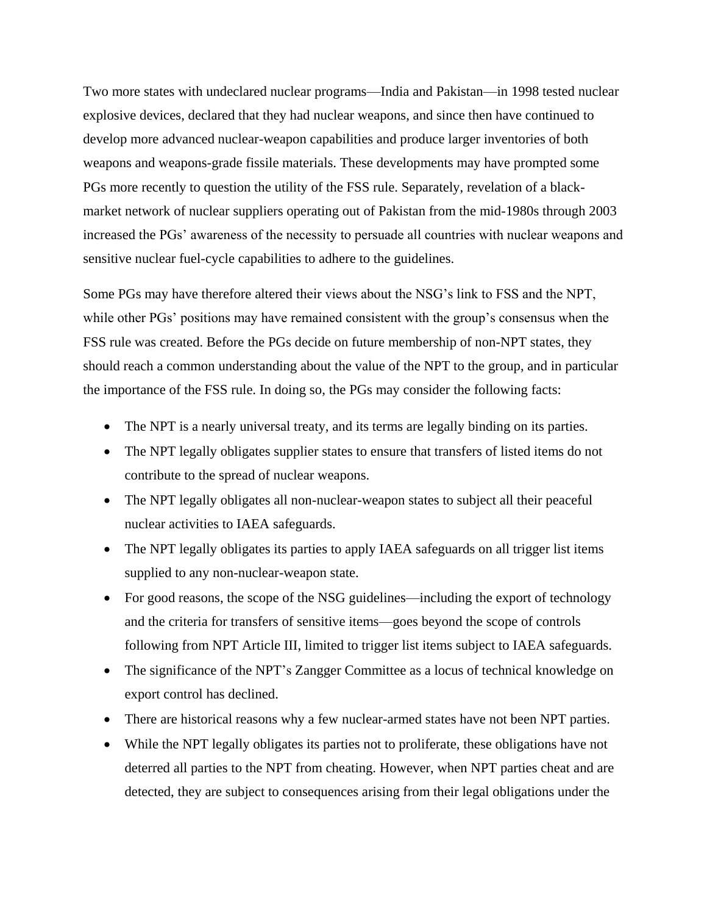Two more states with undeclared nuclear programs—India and Pakistan—in 1998 tested nuclear explosive devices, declared that they had nuclear weapons, and since then have continued to develop more advanced nuclear-weapon capabilities and produce larger inventories of both weapons and weapons-grade fissile materials. These developments may have prompted some PGs more recently to question the utility of the FSS rule. Separately, revelation of a black-market network of nuclear suppliers operating out of Pakistan from the mid-1980s through 2003 increased the PGs' awareness of the necessity to persuade all countries with nuclear weapons and sensitive nuclear fuel-cycle capabilities to adhere to the guidelines.

Some PGs may have therefore altered their views about the NSG's link to FSS and the NPT, while other PGs' positions may have remained consistent with the group's consensus when the FSS rule was created. Before the PGs decide on future membership of non-NPT states, they should reach a common understanding about the value of the NPT to the group, and in particular the importance of the FSS rule. In doing so, the PGs may consider the following facts:

- The NPT is a nearly universal treaty, and its terms are legally binding on its parties.
- The NPT legally obligates supplier states to ensure that transfers of listed items do not contribute to the spread of nuclear weapons.
- The NPT legally obligates all non-nuclear-weapon states to subject all their peaceful nuclear activities to IAEA safeguards.
- The NPT legally obligates its parties to apply IAEA safeguards on all trigger list items supplied to any non-nuclear-weapon state.
- For good reasons, the scope of the NSG guidelines—including the export of technology and the criteria for transfers of sensitive items—goes beyond the scope of controls following from NPT Article III, limited to trigger list items subject to IAEA safeguards.
- The significance of the NPT's Zangger Committee as a locus of technical knowledge on export control has declined.
- There are historical reasons why a few nuclear-armed states have not been NPT parties.
- While the NPT legally obligates its parties not to proliferate, these obligations have not deterred all parties to the NPT from cheating. However, when NPT parties cheat and are detected, they are subject to consequences arising from their legal obligations under the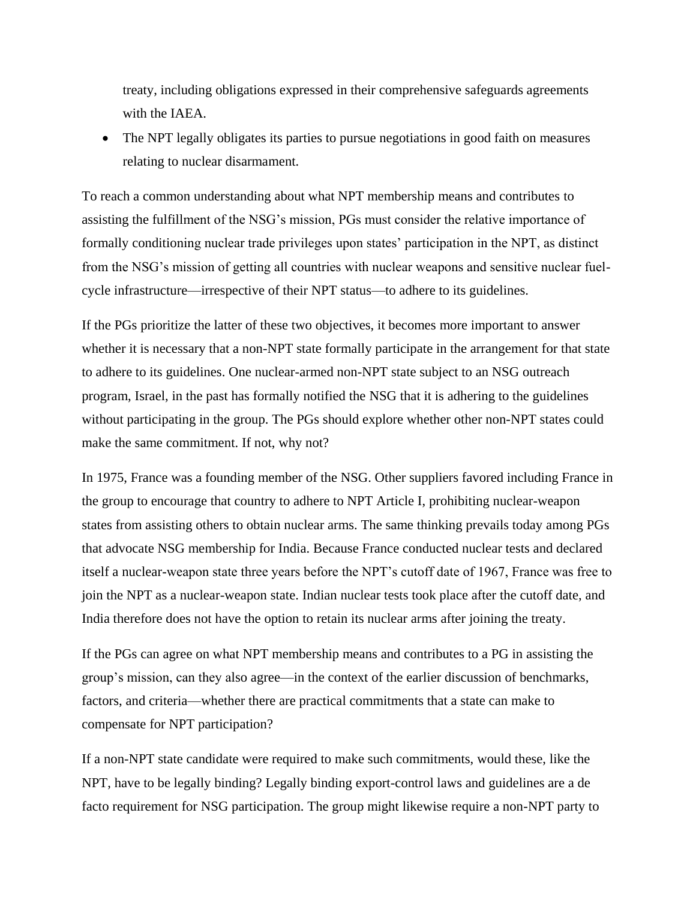treaty, including obligations expressed in their comprehensive safeguards agreements with the IAEA.

- The NPT legally obligates its parties to pursue negotiations in good faith on measures relating to nuclear disarmament.

To reach a common understanding about what NPT membership means and contributes to assisting the fulfillment of the NSG's mission, PGs must consider the relative importance of formally conditioning nuclear trade privileges upon states' participation in the NPT, as distinct from the NSG's mission of getting all countries with nuclear weapons and sensitive nuclear fuel-cycle infrastructure—irrespective of their NPT status—to adhere to its guidelines.

If the PGs prioritize the latter of these two objectives, it becomes more important to answer whether it is necessary that a non-NPT state formally participate in the arrangement for that state to adhere to its guidelines. One nuclear-armed non-NPT state subject to an NSG outreach program, Israel, in the past has formally notified the NSG that it is adhering to the guidelines without participating in the group. The PGs should explore whether other non-NPT states could make the same commitment. If not, why not?

In 1975, France was a founding member of the NSG. Other suppliers favored including France in the group to encourage that country to adhere to NPT Article I, prohibiting nuclear-weapon states from assisting others to obtain nuclear arms. The same thinking prevails today among PGs that advocate NSG membership for India. Because France conducted nuclear tests and declared itself a nuclear-weapon state three years before the NPT's cutoff date of 1967, France was free to join the NPT as a nuclear-weapon state. Indian nuclear tests took place after the cutoff date, and India therefore does not have the option to retain its nuclear arms after joining the treaty.

If the PGs can agree on what NPT membership means and contributes to a PG in assisting the group's mission, can they also agree—in the context of the earlier discussion of benchmarks, factors, and criteria—whether there are practical commitments that a state can make to compensate for NPT participation?

If a non-NPT state candidate were required to make such commitments, would these, like the NPT, have to be legally binding? Legally binding export-control laws and guidelines are a de facto requirement for NSG participation. The group might likewise require a non-NPT party to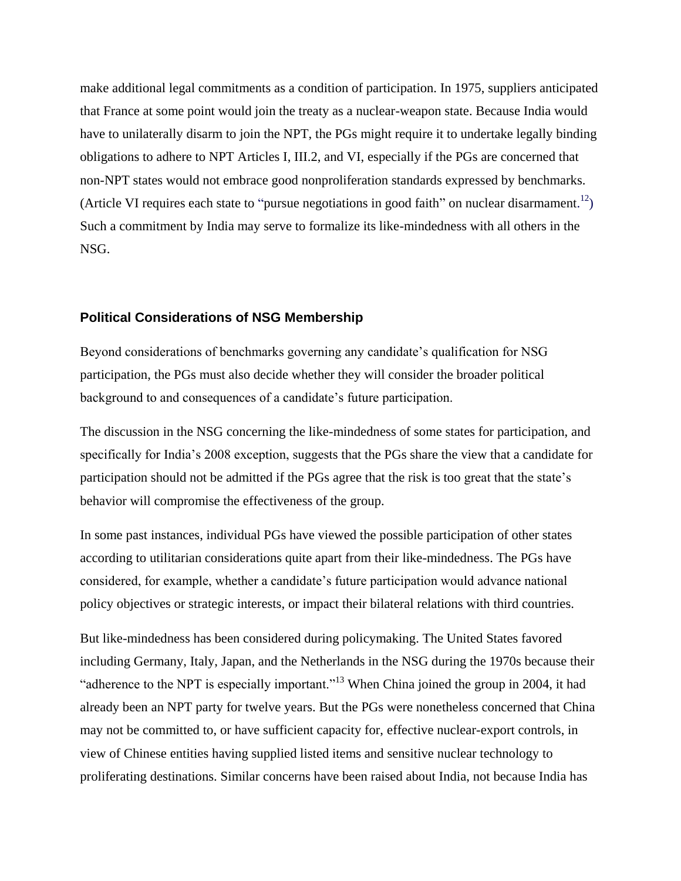make additional legal commitments as a condition of participation. In 1975, suppliers anticipated that France at some point would join the treaty as a nuclear-weapon state. Because India would have to unilaterally disarm to join the NPT, the PGs might require it to undertake legally binding obligations to adhere to NPT Articles I, III.2, and VI, especially if the PGs are concerned that non-NPT states would not embrace good nonproliferation standards expressed by benchmarks. (Article VI requires each state to "pursue negotiations in good faith" on nuclear disarmament.[12]) Such a commitment by India may serve to formalize its like-mindedness with all others in the NSG.

### Political Considerations of NSG Membership

Beyond considerations of benchmarks governing any candidate's qualification for NSG participation, the PGs must also decide whether they will consider the broader political background to and consequences of a candidate's future participation.

The discussion in the NSG concerning the like-mindedness of some states for participation, and specifically for India's 2008 exception, suggests that the PGs share the view that a candidate for participation should not be admitted if the PGs agree that the risk is too great that the state's behavior will compromise the effectiveness of the group.

In some past instances, individual PGs have viewed the possible participation of other states according to utilitarian considerations quite apart from their like-mindedness. The PGs have considered, for example, whether a candidate's future participation would advance national policy objectives or strategic interests, or impact their bilateral relations with third countries.

But like-mindedness has been considered during policymaking. The United States favored including Germany, Italy, Japan, and the Netherlands in the NSG during the 1970s because their "adherence to the NPT is especially important."[13] When China joined the group in 2004, it had already been an NPT party for twelve years. But the PGs were nonetheless concerned that China may not be committed to, or have sufficient capacity for, effective nuclear-export controls, in view of Chinese entities having supplied listed items and sensitive nuclear technology to proliferating destinations. Similar concerns have been raised about India, not because India has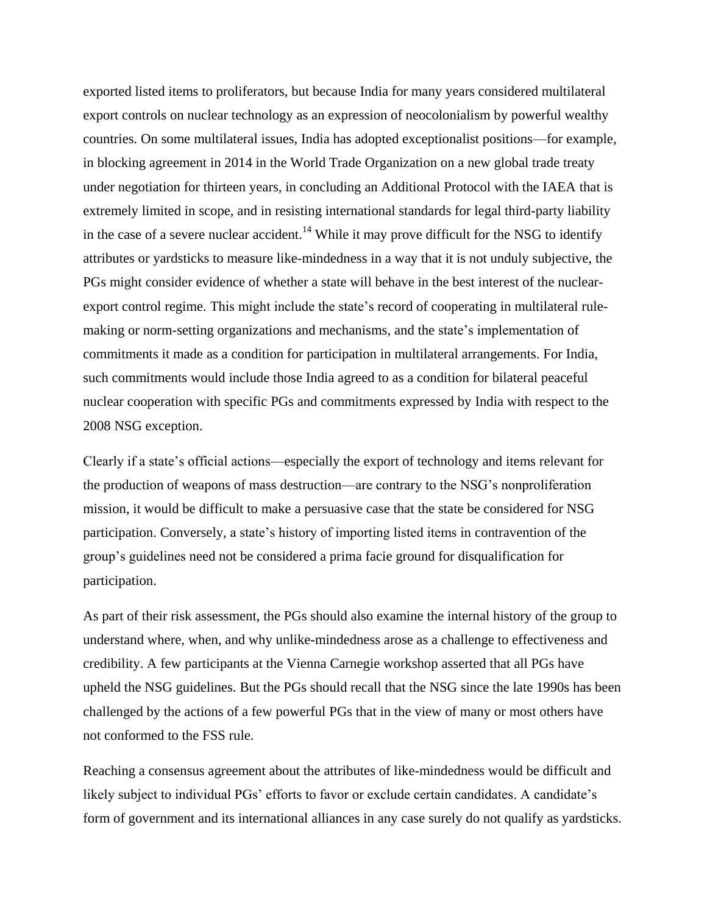exported listed items to proliferators, but because India for many years considered multilateral export controls on nuclear technology as an expression of neocolonialism by powerful wealthy countries. On some multilateral issues, India has adopted exceptionalist positions—for example, in blocking agreement in 2014 in the World Trade Organization on a new global trade treaty under negotiation for thirteen years, in concluding an Additional Protocol with the IAEA that is extremely limited in scope, and in resisting international standards for legal third-party liability in the case of a severe nuclear accident.[14] While it may prove difficult for the NSG to identify attributes or yardsticks to measure like-mindedness in a way that it is not unduly subjective, the PGs might consider evidence of whether a state will behave in the best interest of the nuclear-export control regime. This might include the state's record of cooperating in multilateral rule-making or norm-setting organizations and mechanisms, and the state's implementation of commitments it made as a condition for participation in multilateral arrangements. For India, such commitments would include those India agreed to as a condition for bilateral peaceful nuclear cooperation with specific PGs and commitments expressed by India with respect to the 2008 NSG exception.

Clearly if a state's official actions—especially the export of technology and items relevant for the production of weapons of mass destruction—are contrary to the NSG's nonproliferation mission, it would be difficult to make a persuasive case that the state be considered for NSG participation. Conversely, a state's history of importing listed items in contravention of the group's guidelines need not be considered a prima facie ground for disqualification for participation.

As part of their risk assessment, the PGs should also examine the internal history of the group to understand where, when, and why unlike-mindedness arose as a challenge to effectiveness and credibility. A few participants at the Vienna Carnegie workshop asserted that all PGs have upheld the NSG guidelines. But the PGs should recall that the NSG since the late 1990s has been challenged by the actions of a few powerful PGs that in the view of many or most others have not conformed to the FSS rule.

Reaching a consensus agreement about the attributes of like-mindedness would be difficult and likely subject to individual PGs' efforts to favor or exclude certain candidates. A candidate's form of government and its international alliances in any case surely do not qualify as yardsticks.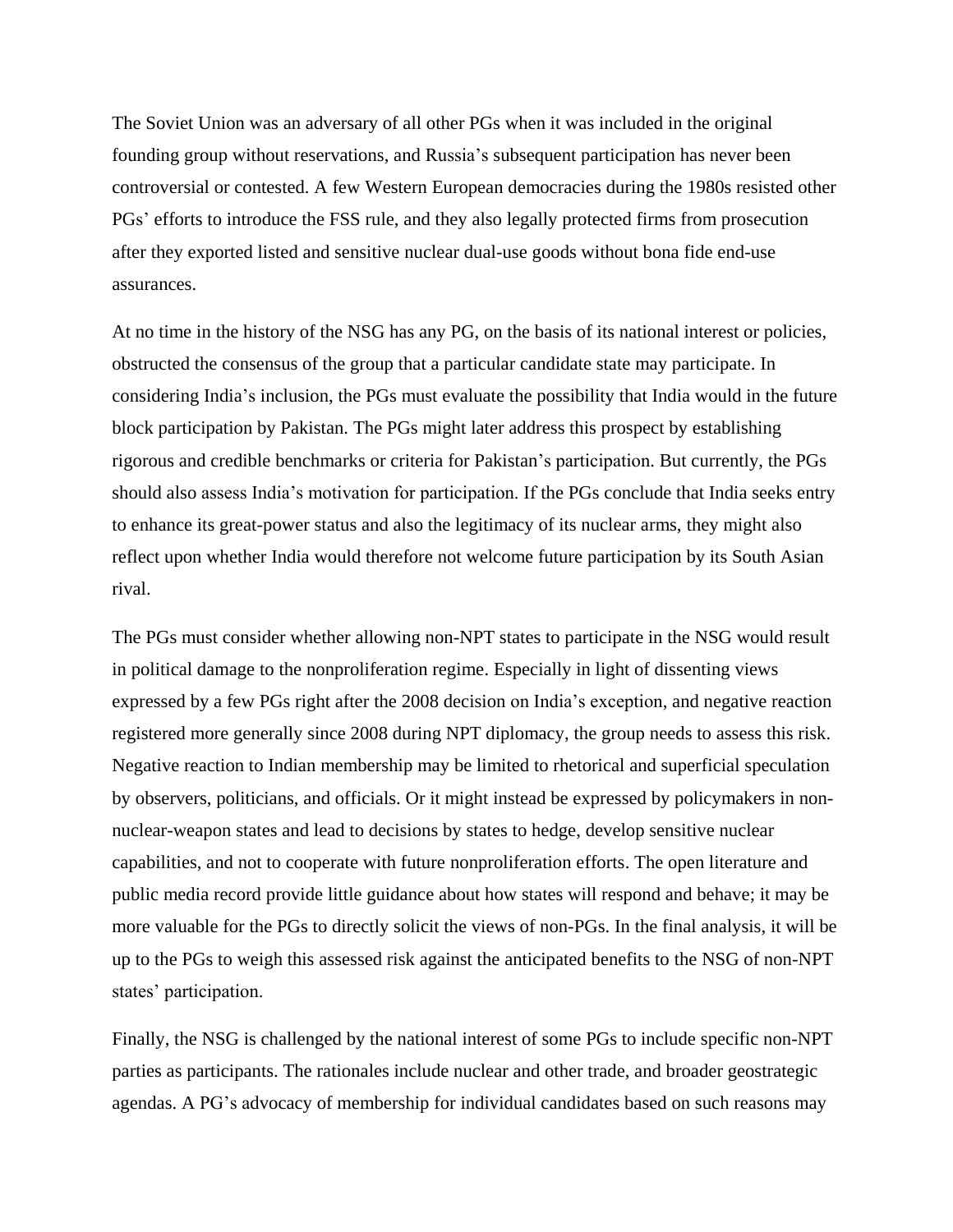The Soviet Union was an adversary of all other PGs when it was included in the original founding group without reservations, and Russia's subsequent participation has never been controversial or contested. A few Western European democracies during the 1980s resisted other PGs' efforts to introduce the FSS rule, and they also legally protected firms from prosecution after they exported listed and sensitive nuclear dual-use goods without bona fide end-use assurances.

At no time in the history of the NSG has any PG, on the basis of its national interest or policies, obstructed the consensus of the group that a particular candidate state may participate. In considering India's inclusion, the PGs must evaluate the possibility that India would in the future block participation by Pakistan. The PGs might later address this prospect by establishing rigorous and credible benchmarks or criteria for Pakistan's participation. But currently, the PGs should also assess India's motivation for participation. If the PGs conclude that India seeks entry to enhance its great-power status and also the legitimacy of its nuclear arms, they might also reflect upon whether India would therefore not welcome future participation by its South Asian rival.

The PGs must consider whether allowing non-NPT states to participate in the NSG would result in political damage to the nonproliferation regime. Especially in light of dissenting views expressed by a few PGs right after the 2008 decision on India's exception, and negative reaction registered more generally since 2008 during NPT diplomacy, the group needs to assess this risk. Negative reaction to Indian membership may be limited to rhetorical and superficial speculation by observers, politicians, and officials. Or it might instead be expressed by policymakers in non-nuclear-weapon states and lead to decisions by states to hedge, develop sensitive nuclear capabilities, and not to cooperate with future nonproliferation efforts. The open literature and public media record provide little guidance about how states will respond and behave; it may be more valuable for the PGs to directly solicit the views of non-PGs. In the final analysis, it will be up to the PGs to weigh this assessed risk against the anticipated benefits to the NSG of non-NPT states' participation.

Finally, the NSG is challenged by the national interest of some PGs to include specific non-NPT parties as participants. The rationales include nuclear and other trade, and broader geostrategic agendas. A PG's advocacy of membership for individual candidates based on such reasons may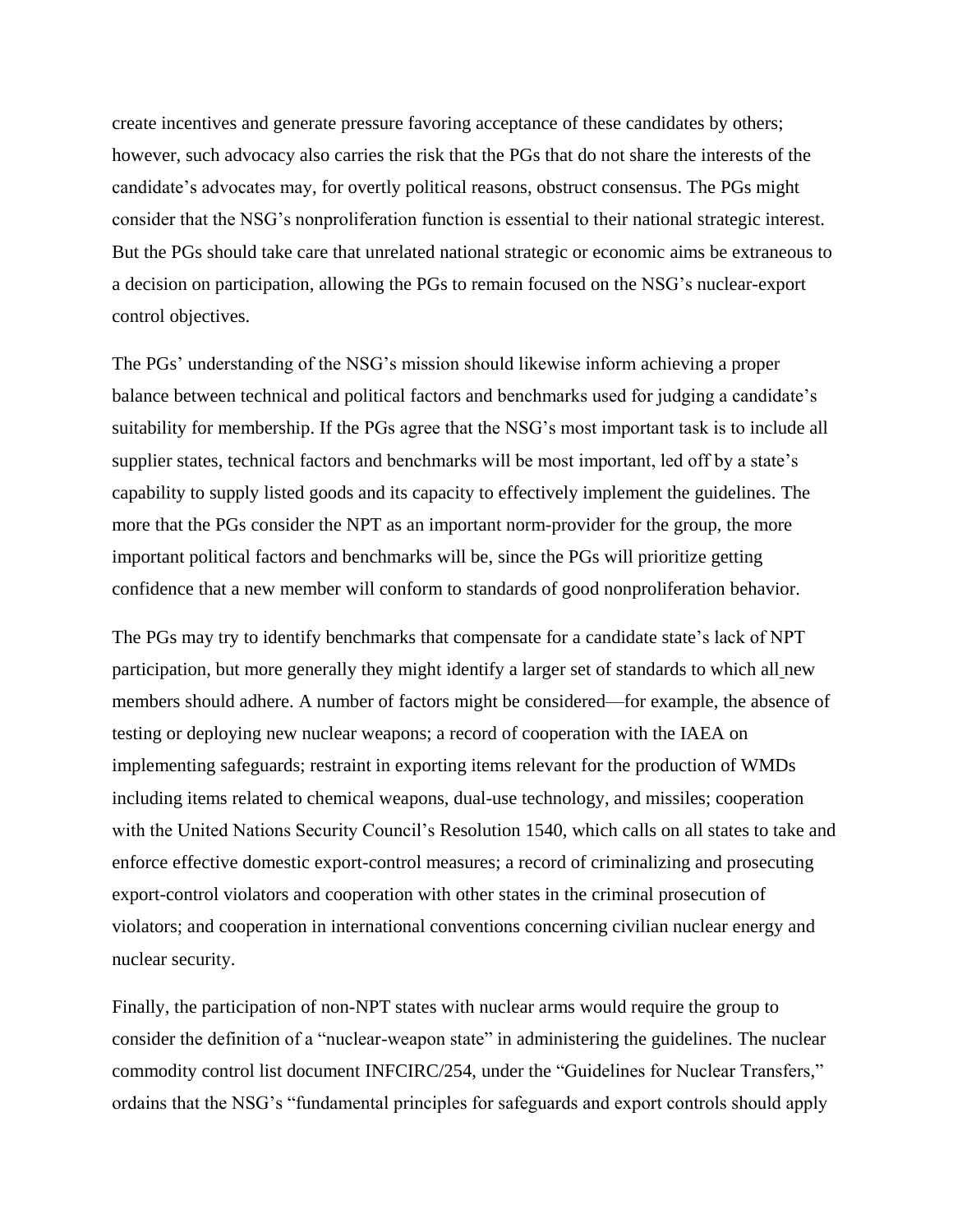create incentives and generate pressure favoring acceptance of these candidates by others; however, such advocacy also carries the risk that the PGs that do not share the interests of the candidate's advocates may, for overtly political reasons, obstruct consensus. The PGs might consider that the NSG's nonproliferation function is essential to their national strategic interest. But the PGs should take care that unrelated national strategic or economic aims be extraneous to a decision on participation, allowing the PGs to remain focused on the NSG's nuclear-export control objectives.

The PGs' understanding of the NSG's mission should likewise inform achieving a proper balance between technical and political factors and benchmarks used for judging a candidate's suitability for membership. If the PGs agree that the NSG's most important task is to include all supplier states, technical factors and benchmarks will be most important, led off by a state's capability to supply listed goods and its capacity to effectively implement the guidelines. The more that the PGs consider the NPT as an important norm-provider for the group, the more important political factors and benchmarks will be, since the PGs will prioritize getting confidence that a new member will conform to standards of good nonproliferation behavior.

The PGs may try to identify benchmarks that compensate for a candidate state's lack of NPT participation, but more generally they might identify a larger set of standards to which all new members should adhere. A number of factors might be considered—for example, the absence of testing or deploying new nuclear weapons; a record of cooperation with the IAEA on implementing safeguards; restraint in exporting items relevant for the production of WMDs including items related to chemical weapons, dual-use technology, and missiles; cooperation with the United Nations Security Council's Resolution 1540, which calls on all states to take and enforce effective domestic export-control measures; a record of criminalizing and prosecuting export-control violators and cooperation with other states in the criminal prosecution of violators; and cooperation in international conventions concerning civilian nuclear energy and nuclear security.

Finally, the participation of non-NPT states with nuclear arms would require the group to consider the definition of a "nuclear-weapon state" in administering the guidelines. The nuclear commodity control list document INFCIRC/254, under the "Guidelines for Nuclear Transfers," ordains that the NSG's "fundamental principles for safeguards and export controls should apply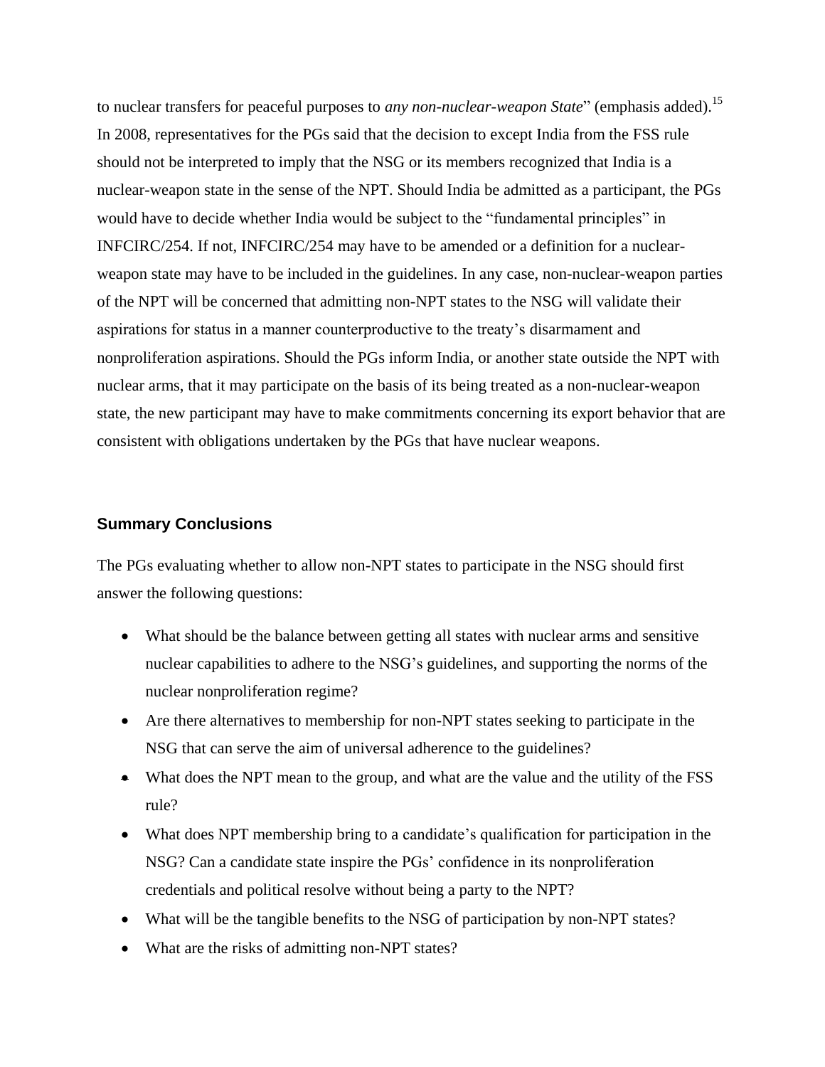to nuclear transfers for peaceful purposes to *any non-nuclear-weapon State*" (emphasis added).[15] In 2008, representatives for the PGs said that the decision to except India from the FSS rule should not be interpreted to imply that the NSG or its members recognized that India is a nuclear-weapon state in the sense of the NPT. Should India be admitted as a participant, the PGs would have to decide whether India would be subject to the "fundamental principles" in INFCIRC/254. If not, INFCIRC/254 may have to be amended or a definition for a nuclear-weapon state may have to be included in the guidelines. In any case, non-nuclear-weapon parties of the NPT will be concerned that admitting non-NPT states to the NSG will validate their aspirations for status in a manner counterproductive to the treaty's disarmament and nonproliferation aspirations. Should the PGs inform India, or another state outside the NPT with nuclear arms, that it may participate on the basis of its being treated as a non-nuclear-weapon state, the new participant may have to make commitments concerning its export behavior that are consistent with obligations undertaken by the PGs that have nuclear weapons.

## Summary Conclusions

The PGs evaluating whether to allow non-NPT states to participate in the NSG should first answer the following questions:

- What should be the balance between getting all states with nuclear arms and sensitive nuclear capabilities to adhere to the NSG's guidelines, and supporting the norms of the nuclear nonproliferation regime?
- Are there alternatives to membership for non-NPT states seeking to participate in the NSG that can serve the aim of universal adherence to the guidelines?
- What does the NPT mean to the group, and what are the value and the utility of the FSS rule?
- What does NPT membership bring to a candidate's qualification for participation in the NSG? Can a candidate state inspire the PGs' confidence in its nonproliferation credentials and political resolve without being a party to the NPT?
- What will be the tangible benefits to the NSG of participation by non-NPT states?
- What are the risks of admitting non-NPT states?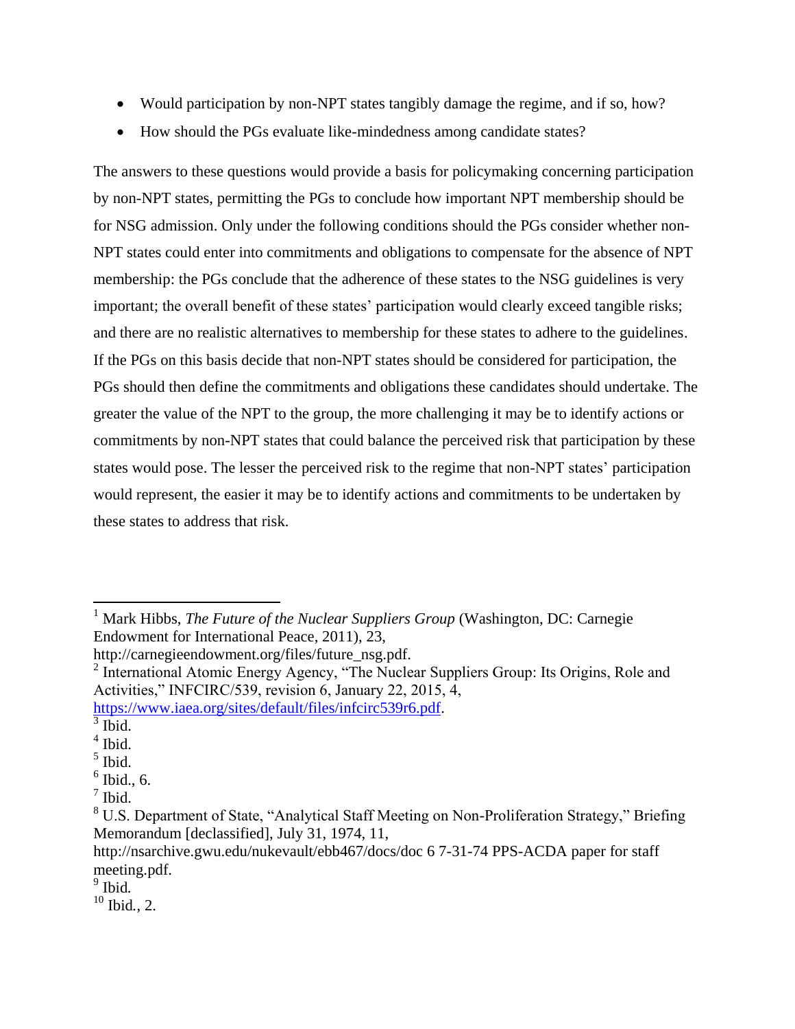- Would participation by non-NPT states tangibly damage the regime, and if so, how?
- How should the PGs evaluate like-mindedness among candidate states?

The answers to these questions would provide a basis for policymaking concerning participation by non-NPT states, permitting the PGs to conclude how important NPT membership should be for NSG admission. Only under the following conditions should the PGs consider whether non-NPT states could enter into commitments and obligations to compensate for the absence of NPT membership: the PGs conclude that the adherence of these states to the NSG guidelines is very important; the overall benefit of these states' participation would clearly exceed tangible risks; and there are no realistic alternatives to membership for these states to adhere to the guidelines. If the PGs on this basis decide that non-NPT states should be considered for participation, the PGs should then define the commitments and obligations these candidates should undertake. The greater the value of the NPT to the group, the more challenging it may be to identify actions or commitments by non-NPT states that could balance the perceived risk that participation by these states would pose. The lesser the perceived risk to the regime that non-NPT states' participation would represent, the easier it may be to identify actions and commitments to be undertaken by these states to address that risk.

---

[1] Mark Hibbs, *The Future of the Nuclear Suppliers Group* (Washington, DC: Carnegie Endowment for International Peace, 2011), 23, http://carnegieendowment.org/files/future_nsg.pdf.

[2] International Atomic Energy Agency, "The Nuclear Suppliers Group: Its Origins, Role and Activities," INFCIRC/539, revision 6, January 22, 2015, 4, https://www.iaea.org/sites/default/files/infcirc539r6.pdf.

[3] Ibid.

[4] Ibid.

[5] Ibid.

[6] Ibid., 6.

[7] Ibid.

[8] U.S. Department of State, "Analytical Staff Meeting on Non-Proliferation Strategy," Briefing Memorandum [declassified], July 31, 1974, 11, http://nsarchive.gwu.edu/nukevault/ebb467/docs/doc 6 7-31-74 PPS-ACDA paper for staff meeting.pdf.

[9] Ibid.

[10] Ibid., 2.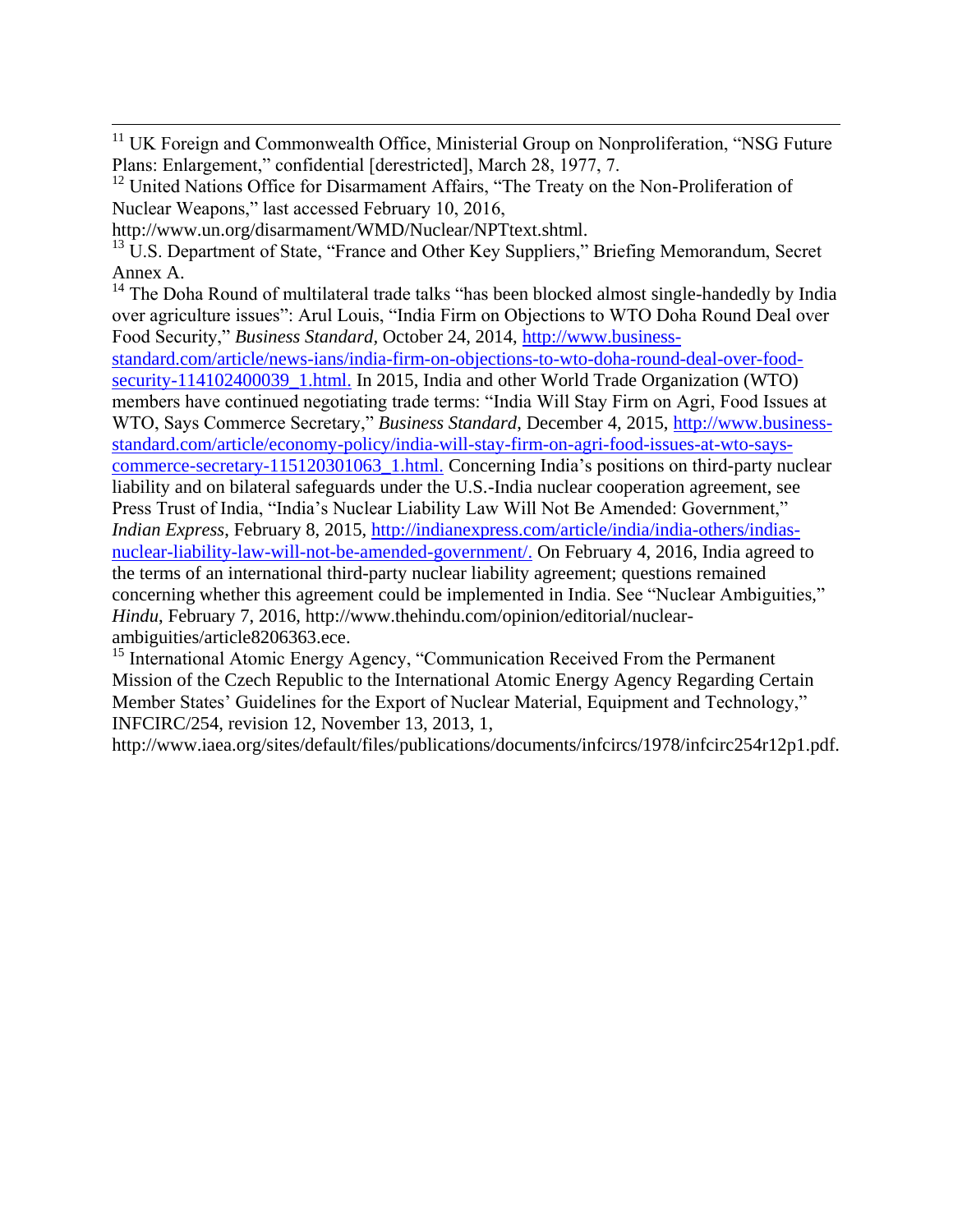[11] UK Foreign and Commonwealth Office, Ministerial Group on Nonproliferation, "NSG Future Plans: Enlargement," confidential [derestricted], March 28, 1977, 7.

[12] United Nations Office for Disarmament Affairs, "The Treaty on the Non-Proliferation of Nuclear Weapons," last accessed February 10, 2016, http://www.un.org/disarmament/WMD/Nuclear/NPTtext.shtml.

[13] U.S. Department of State, "France and Other Key Suppliers," Briefing Memorandum, Secret Annex A.

[14] The Doha Round of multilateral trade talks "has been blocked almost single-handedly by India over agriculture issues": Arul Louis, "India Firm on Objections to WTO Doha Round Deal over Food Security," *Business Standard*, October 24, 2014, http://www.business-standard.com/article/news-ians/india-firm-on-objections-to-wto-doha-round-deal-over-food-security-114102400039_1.html. In 2015, India and other World Trade Organization (WTO) members have continued negotiating trade terms: "India Will Stay Firm on Agri, Food Issues at WTO, Says Commerce Secretary," *Business Standard*, December 4, 2015, http://www.business-standard.com/article/economy-policy/india-will-stay-firm-on-agri-food-issues-at-wto-says-commerce-secretary-115120301063_1.html. Concerning India's positions on third-party nuclear liability and on bilateral safeguards under the U.S.-India nuclear cooperation agreement, see Press Trust of India, "India's Nuclear Liability Law Will Not Be Amended: Government," *Indian Express*, February 8, 2015, http://indianexpress.com/article/india/india-others/indias-nuclear-liability-law-will-not-be-amended-government/. On February 4, 2016, India agreed to the terms of an international third-party nuclear liability agreement; questions remained concerning whether this agreement could be implemented in India. See "Nuclear Ambiguities," *Hindu*, February 7, 2016, http://www.thehindu.com/opinion/editorial/nuclear-ambiguities/article8206363.ece.

[15] International Atomic Energy Agency, "Communication Received From the Permanent Mission of the Czech Republic to the International Atomic Energy Agency Regarding Certain Member States' Guidelines for the Export of Nuclear Material, Equipment and Technology," INFCIRC/254, revision 12, November 13, 2013, 1, http://www.iaea.org/sites/default/files/publications/documents/infcircs/1978/infcirc254r12p1.pdf.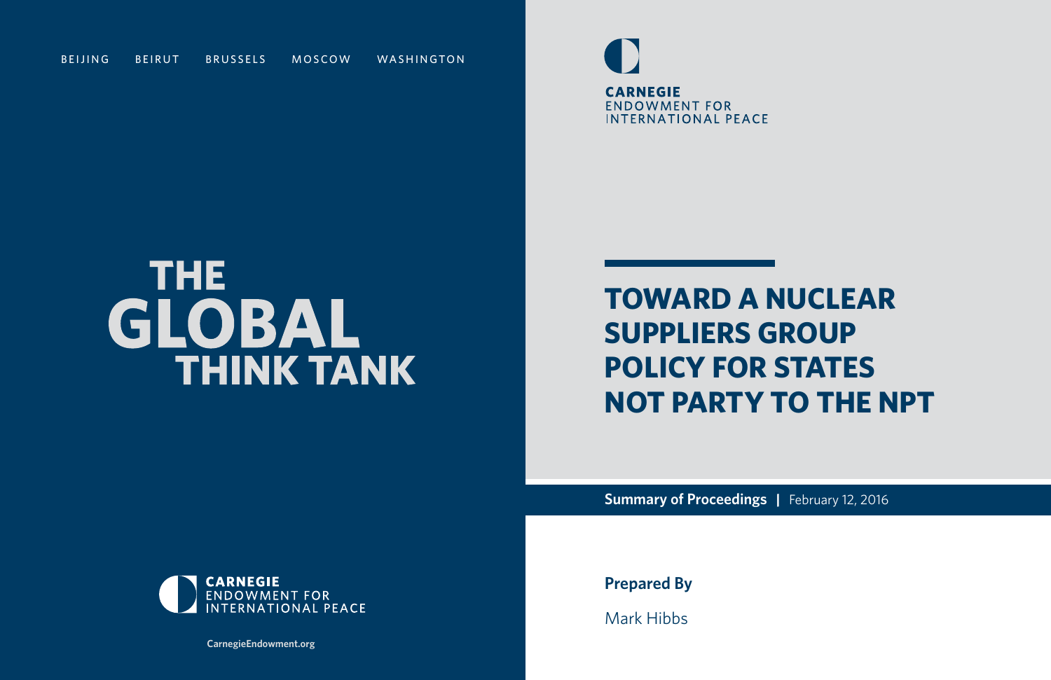BEIJING BEIRUT BRUSSELS MOSCOW WASHINGTON

# THE GLOBAL THINK TANK

**CARNEGIE**
ENDOWMENT FOR
INTERNATIONAL PEACE

CarnegieEndowment.org

**CARNEGIE**
ENDOWMENT FOR
INTERNATIONAL PEACE

# TOWARD A NUCLEAR SUPPLIERS GROUP POLICY FOR STATES NOT PARTY TO THE NPT

**Summary of Proceedings** | February 12, 2016

**Prepared By**

Mark Hibbs